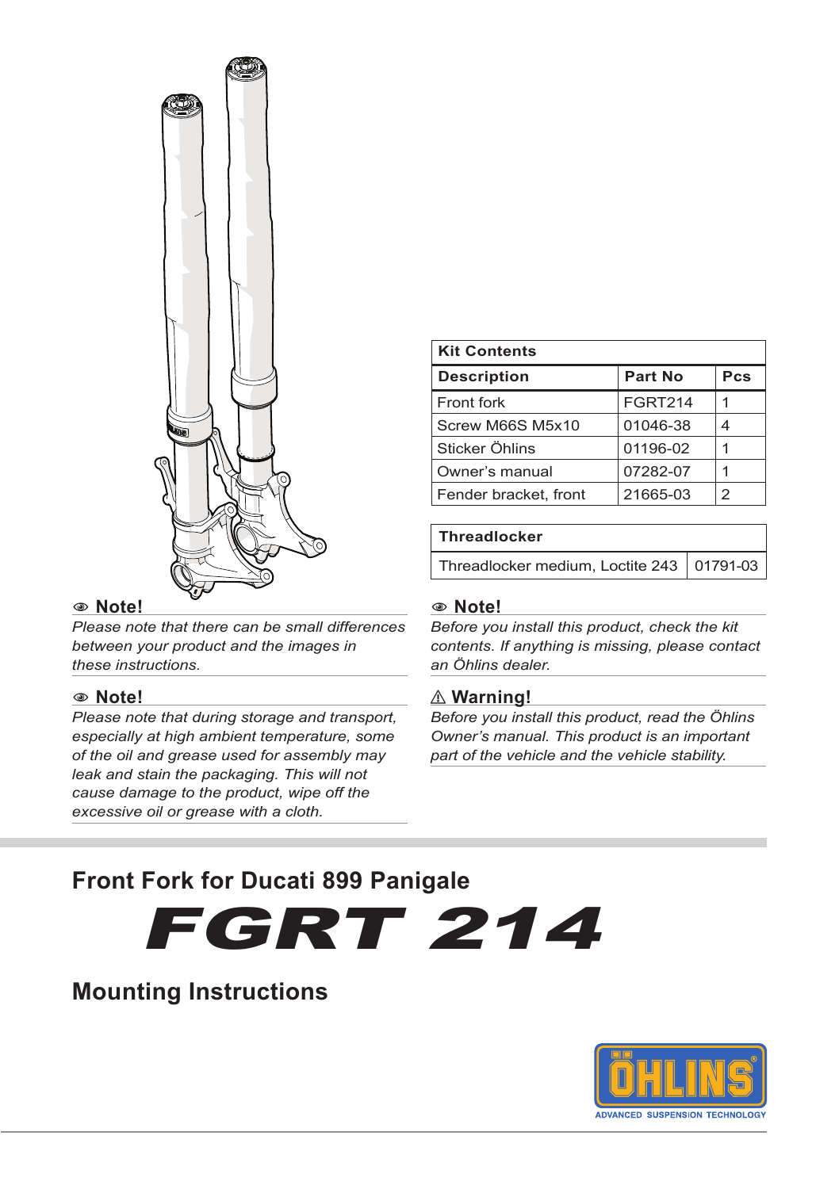| Kit Contents | | |
|---|---|---|
| **Description** | **Part No** | **Pcs** |
| Front fork | FGRT214 | 1 |
| Screw M66S M5x10 | 01046-38 | 4 |
| Sticker Öhlins | 01196-02 | 1 |
| Owner's manual | 07282-07 | 1 |
| Fender bracket, front | 21665-03 | 2 |

| Threadlocker | |
|---|---|
| Threadlocker medium, Loctite 243 | 01791-03 |

### Note!

*Please note that there can be small differences between your product and the images in these instructions.*

### Note!

*Please note that during storage and transport, especially at high ambient temperature, some of the oil and grease used for assembly may leak and stain the packaging. This will not cause damage to the product, wipe off the excessive oil or grease with a cloth.*

### Note!

*Before you install this product, check the kit contents. If anything is missing, please contact an Öhlins dealer.*

### ⚠ Warning!

*Before you install this product, read the Öhlins Owner's manual. This product is an important part of the vehicle and the vehicle stability.*

## Front Fork for Ducati 899 Panigale

# FGRT 214

## Mounting Instructions

ÖHLINS ADVANCED SUSPENSION TECHNOLOGY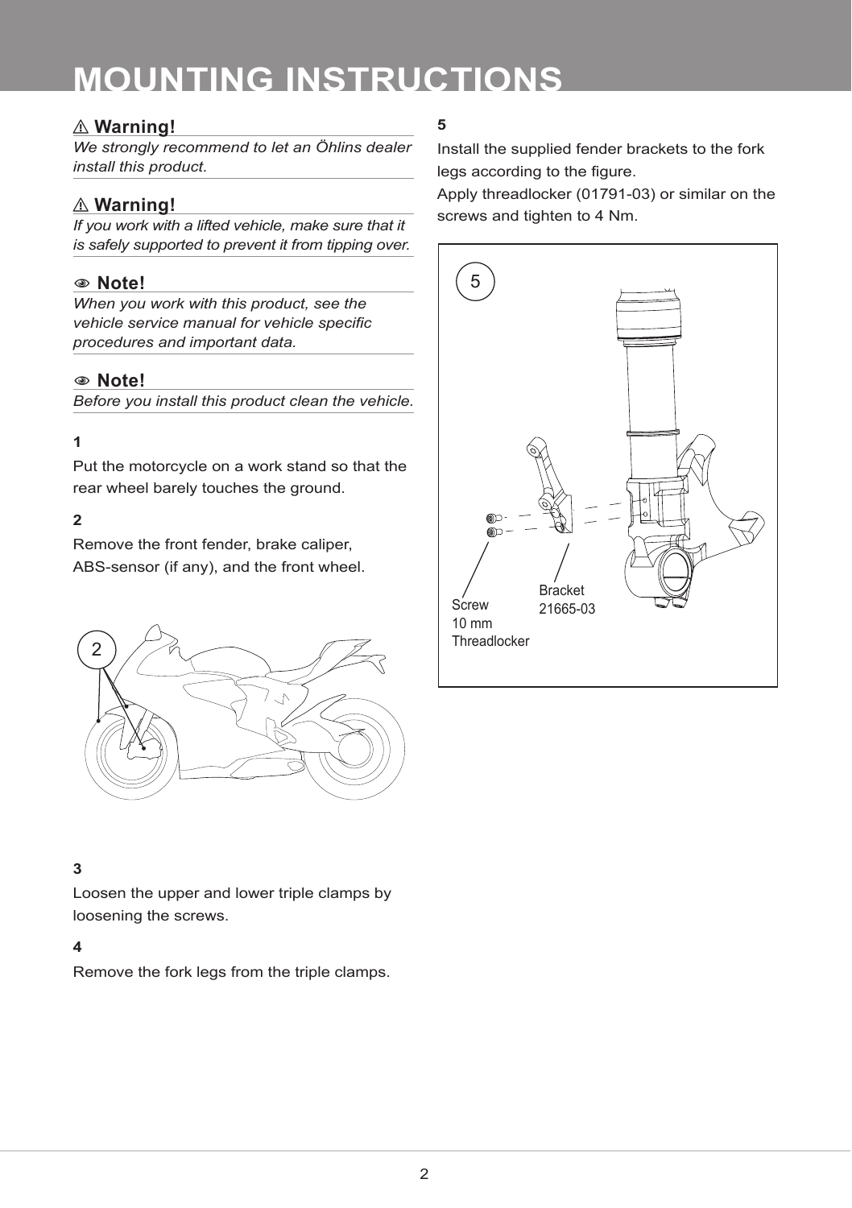# MOUNTING INSTRUCTIONS

**⚠ Warning!**

*We strongly recommend to let an Öhlins dealer install this product.*

**⚠ Warning!**

*If you work with a lifted vehicle, make sure that it is safely supported to prevent it from tipping over.*

**Note!**

*When you work with this product, see the vehicle service manual for vehicle specific procedures and important data.*

**Note!**

*Before you install this product clean the vehicle.*

**1**

Put the motorcycle on a work stand so that the rear wheel barely touches the ground.

**2**

Remove the front fender, brake caliper, ABS-sensor (if any), and the front wheel.

**3**

Loosen the upper and lower triple clamps by loosening the screws.

**4**

Remove the fork legs from the triple clamps.

**5**

Install the supplied fender brackets to the fork legs according to the figure.
Apply threadlocker (01791-03) or similar on the screws and tighten to 4 Nm.

Screw
10 mm
Threadlocker

Bracket
21665-03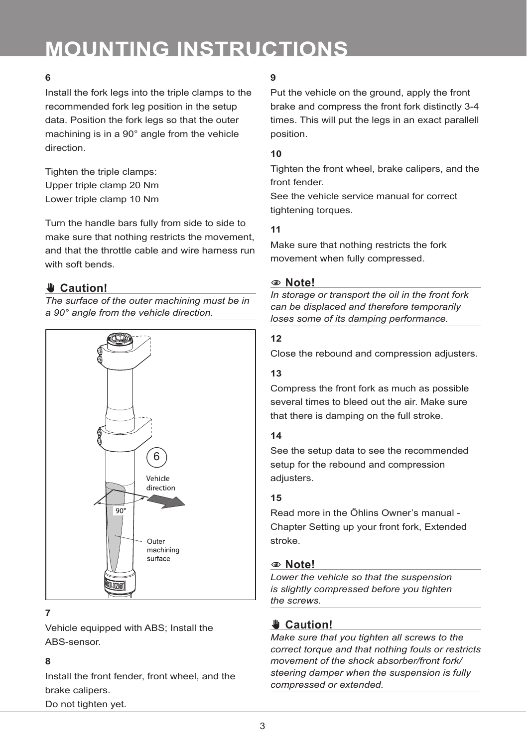# MOUNTING INSTRUCTIONS

**6**

Install the fork legs into the triple clamps to the recommended fork leg position in the setup data. Position the fork legs so that the outer machining is in a 90° angle from the vehicle direction.

Tighten the triple clamps:
Upper triple clamp 20 Nm
Lower triple clamp 10 Nm

Turn the handle bars fully from side to side to make sure that nothing restricts the movement, and that the throttle cable and wire harness run with soft bends.

**Caution!**

*The surface of the outer machining must be in a 90° angle from the vehicle direction.*

**7**

Vehicle equipped with ABS; Install the ABS-sensor.

**8**

Install the front fender, front wheel, and the brake calipers.
Do not tighten yet.

**9**

Put the vehicle on the ground, apply the front brake and compress the front fork distinctly 3-4 times. This will put the legs in an exact parallell position.

**10**

Tighten the front wheel, brake calipers, and the front fender.
See the vehicle service manual for correct tightening torques.

**11**

Make sure that nothing restricts the fork movement when fully compressed.

**Note!**

*In storage or transport the oil in the front fork can be displaced and therefore temporarily loses some of its damping performance.*

**12**

Close the rebound and compression adjusters.

**13**

Compress the front fork as much as possible several times to bleed out the air. Make sure that there is damping on the full stroke.

**14**

See the setup data to see the recommended setup for the rebound and compression adjusters.

**15**

Read more in the Öhlins Owner's manual - Chapter Setting up your front fork, Extended stroke.

**Note!**

*Lower the vehicle so that the suspension is slightly compressed before you tighten the screws.*

**Caution!**

*Make sure that you tighten all screws to the correct torque and that nothing fouls or restricts movement of the shock absorber/front fork/steering damper when the suspension is fully compressed or extended.*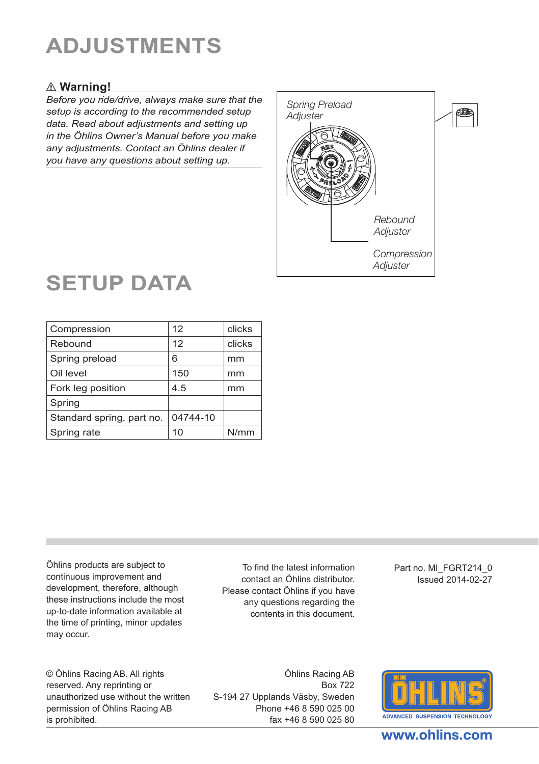# ADJUSTMENTS

### ⚠ Warning!

*Before you ride/drive, always make sure that the setup is according to the recommended setup data. Read about adjustments and setting up in the Öhlins Owner's Manual before you make any adjustments. Contact an Öhlins dealer if you have any questions about setting up.*

Spring Preload Adjuster

Rebound Adjuster

Compression Adjuster

# SETUP DATA

| | | |
|---|---|---|
| Compression | 12 | clicks |
| Rebound | 12 | clicks |
| Spring preload | 6 | mm |
| Oil level | 150 | mm |
| Fork leg position | 4.5 | mm |
| Spring | | |
| Standard spring, part no. | 04744-10 | |
| Spring rate | 10 | N/mm |

Öhlins products are subject to continuous improvement and development, therefore, although these instructions include the most up-to-date information available at the time of printing, minor updates may occur.

To find the latest information contact an Öhlins distributor. Please contact Öhlins if you have any questions regarding the contents in this document.

Part no. MI_FGRT214_0
Issued 2014-02-27

© Öhlins Racing AB. All rights reserved. Any reprinting or unauthorized use without the written permission of Öhlins Racing AB is prohibited.

Öhlins Racing AB
Box 722
S-194 27 Upplands Väsby, Sweden
Phone +46 8 590 025 00
fax +46 8 590 025 80

ÖHLINS
ADVANCED SUSPENSION TECHNOLOGY

www.ohlins.com